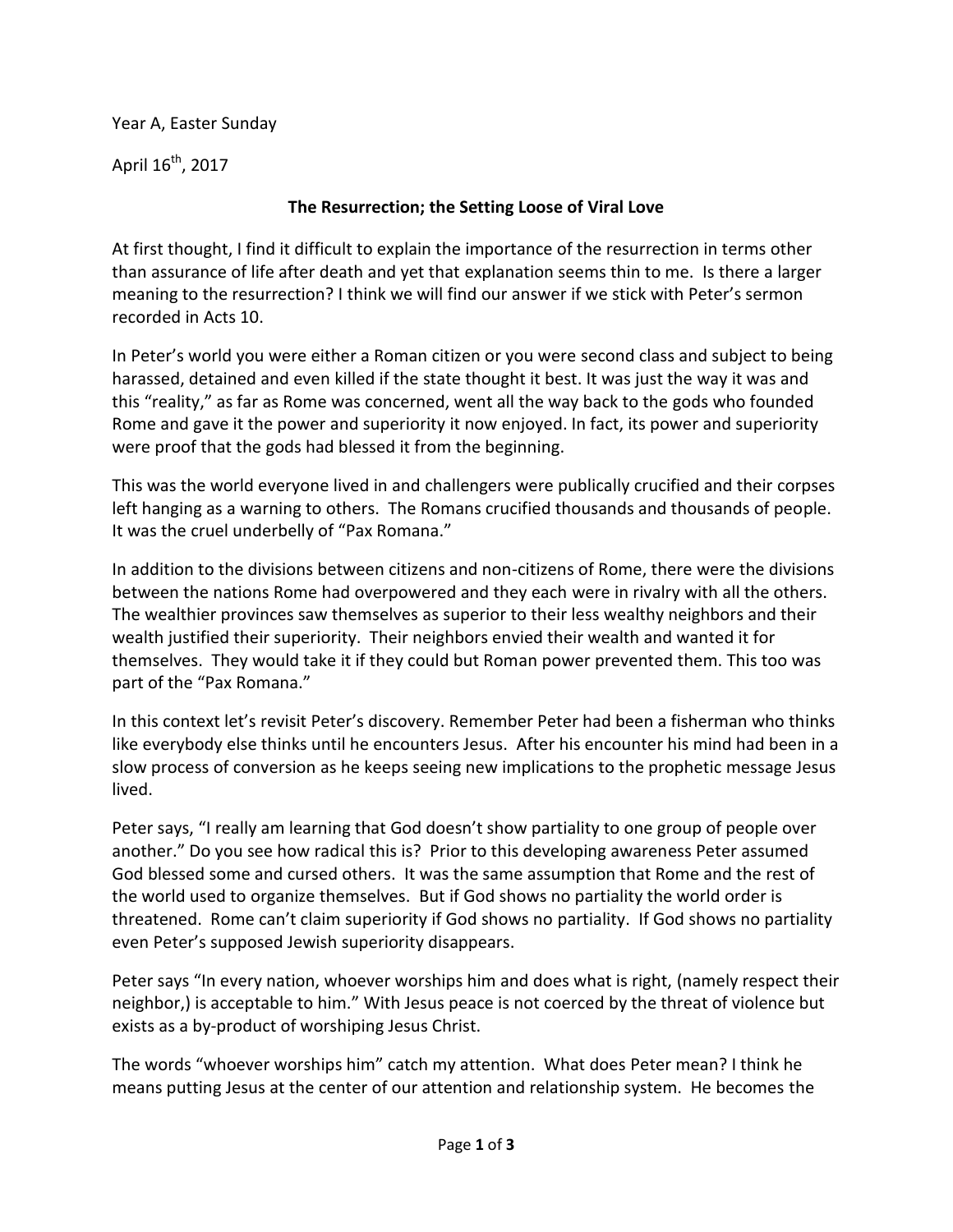Year A, Easter Sunday

April 16th, 2017

**The Resurrection; the Setting Loose of Viral Love**

At first thought, I find it difficult to explain the importance of the resurrection in terms other than assurance of life after death and yet that explanation seems thin to me. Is there a larger meaning to the resurrection? I think we will find our answer if we stick with Peter's sermon recorded in Acts 10.

In Peter's world you were either a Roman citizen or you were second class and subject to being harassed, detained and even killed if the state thought it best. It was just the way it was and this "reality," as far as Rome was concerned, went all the way back to the gods who founded Rome and gave it the power and superiority it now enjoyed. In fact, its power and superiority were proof that the gods had blessed it from the beginning.

This was the world everyone lived in and challengers were publically crucified and their corpses left hanging as a warning to others. The Romans crucified thousands and thousands of people. It was the cruel underbelly of "Pax Romana."

In addition to the divisions between citizens and non-citizens of Rome, there were the divisions between the nations Rome had overpowered and they each were in rivalry with all the others. The wealthier provinces saw themselves as superior to their less wealthy neighbors and their wealth justified their superiority. Their neighbors envied their wealth and wanted it for themselves. They would take it if they could but Roman power prevented them. This too was part of the "Pax Romana."

In this context let's revisit Peter's discovery. Remember Peter had been a fisherman who thinks like everybody else thinks until he encounters Jesus. After his encounter his mind had been in a slow process of conversion as he keeps seeing new implications to the prophetic message Jesus lived.

Peter says, "I really am learning that God doesn't show partiality to one group of people over another." Do you see how radical this is? Prior to this developing awareness Peter assumed God blessed some and cursed others. It was the same assumption that Rome and the rest of the world used to organize themselves. But if God shows no partiality the world order is threatened. Rome can't claim superiority if God shows no partiality. If God shows no partiality even Peter's supposed Jewish superiority disappears.

Peter says "In every nation, whoever worships him and does what is right, (namely respect their neighbor,) is acceptable to him." With Jesus peace is not coerced by the threat of violence but exists as a by-product of worshiping Jesus Christ.

The words "whoever worships him" catch my attention. What does Peter mean? I think he means putting Jesus at the center of our attention and relationship system. He becomes the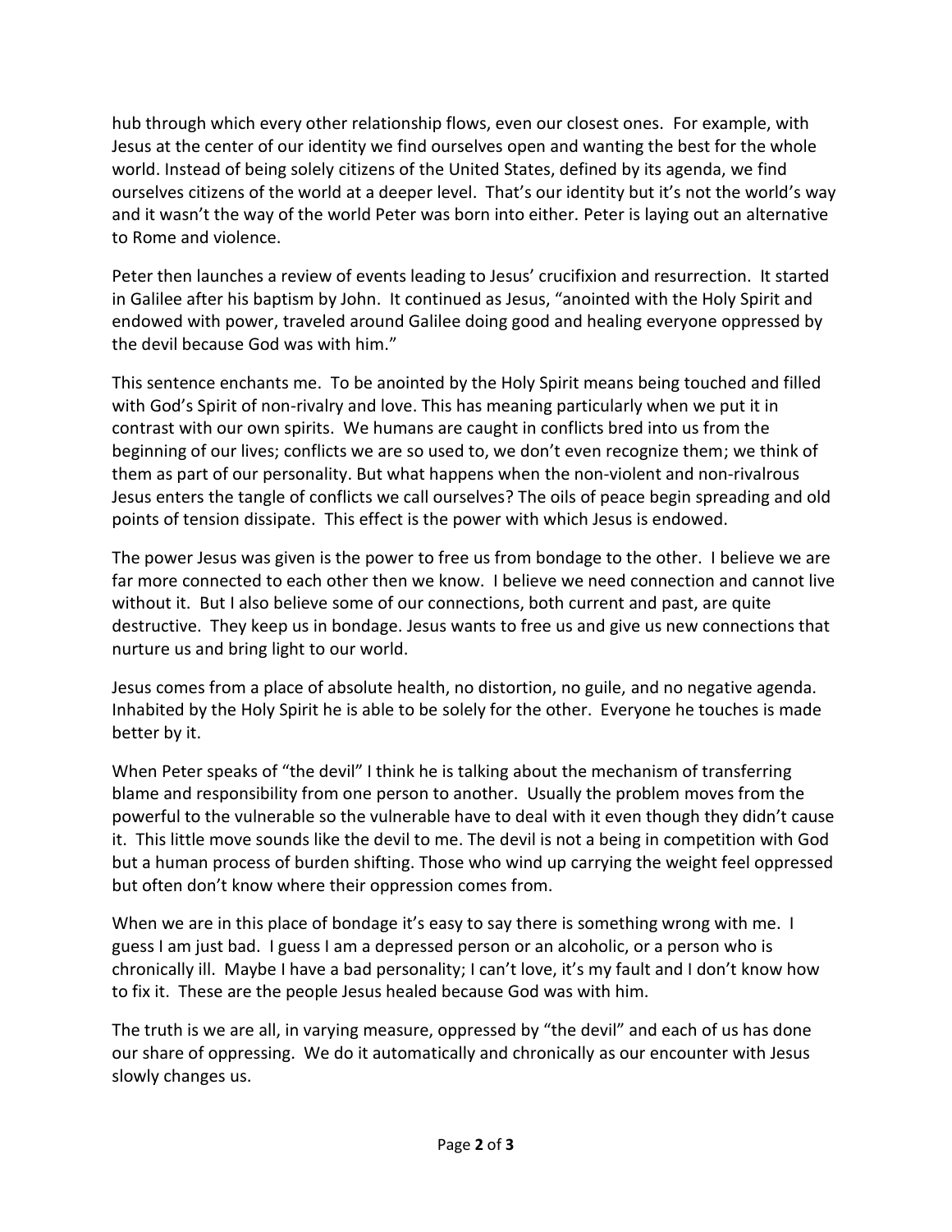hub through which every other relationship flows, even our closest ones. For example, with Jesus at the center of our identity we find ourselves open and wanting the best for the whole world. Instead of being solely citizens of the United States, defined by its agenda, we find ourselves citizens of the world at a deeper level. That's our identity but it's not the world's way and it wasn't the way of the world Peter was born into either. Peter is laying out an alternative to Rome and violence.

Peter then launches a review of events leading to Jesus' crucifixion and resurrection. It started in Galilee after his baptism by John. It continued as Jesus, "anointed with the Holy Spirit and endowed with power, traveled around Galilee doing good and healing everyone oppressed by the devil because God was with him."

This sentence enchants me. To be anointed by the Holy Spirit means being touched and filled with God's Spirit of non-rivalry and love. This has meaning particularly when we put it in contrast with our own spirits. We humans are caught in conflicts bred into us from the beginning of our lives; conflicts we are so used to, we don't even recognize them; we think of them as part of our personality. But what happens when the non-violent and non-rivalrous Jesus enters the tangle of conflicts we call ourselves? The oils of peace begin spreading and old points of tension dissipate. This effect is the power with which Jesus is endowed.

The power Jesus was given is the power to free us from bondage to the other. I believe we are far more connected to each other then we know. I believe we need connection and cannot live without it. But I also believe some of our connections, both current and past, are quite destructive. They keep us in bondage. Jesus wants to free us and give us new connections that nurture us and bring light to our world.

Jesus comes from a place of absolute health, no distortion, no guile, and no negative agenda. Inhabited by the Holy Spirit he is able to be solely for the other. Everyone he touches is made better by it.

When Peter speaks of "the devil" I think he is talking about the mechanism of transferring blame and responsibility from one person to another. Usually the problem moves from the powerful to the vulnerable so the vulnerable have to deal with it even though they didn't cause it. This little move sounds like the devil to me. The devil is not a being in competition with God but a human process of burden shifting. Those who wind up carrying the weight feel oppressed but often don't know where their oppression comes from.

When we are in this place of bondage it's easy to say there is something wrong with me. I guess I am just bad. I guess I am a depressed person or an alcoholic, or a person who is chronically ill. Maybe I have a bad personality; I can't love, it's my fault and I don't know how to fix it. These are the people Jesus healed because God was with him.

The truth is we are all, in varying measure, oppressed by "the devil" and each of us has done our share of oppressing. We do it automatically and chronically as our encounter with Jesus slowly changes us.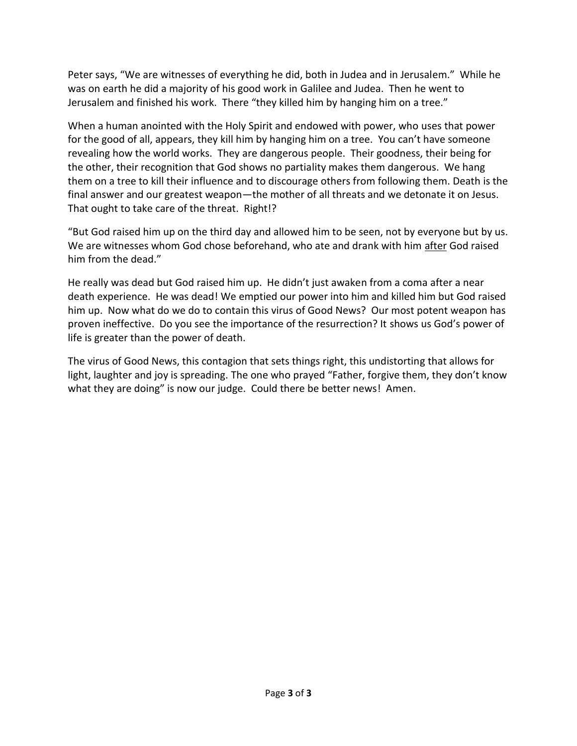Peter says, “We are witnesses of everything he did, both in Judea and in Jerusalem.” While he was on earth he did a majority of his good work in Galilee and Judea. Then he went to Jerusalem and finished his work. There “they killed him by hanging him on a tree.”

When a human anointed with the Holy Spirit and endowed with power, who uses that power for the good of all, appears, they kill him by hanging him on a tree. You can’t have someone revealing how the world works. They are dangerous people. Their goodness, their being for the other, their recognition that God shows no partiality makes them dangerous. We hang them on a tree to kill their influence and to discourage others from following them. Death is the final answer and our greatest weapon—the mother of all threats and we detonate it on Jesus. That ought to take care of the threat. Right!?

“But God raised him up on the third day and allowed him to be seen, not by everyone but by us. We are witnesses whom God chose beforehand, who ate and drank with him <u>after</u> God raised him from the dead.”

He really was dead but God raised him up. He didn’t just awaken from a coma after a near death experience. He was dead! We emptied our power into him and killed him but God raised him up. Now what do we do to contain this virus of Good News? Our most potent weapon has proven ineffective. Do you see the importance of the resurrection? It shows us God’s power of life is greater than the power of death.

The virus of Good News, this contagion that sets things right, this undistorting that allows for light, laughter and joy is spreading. The one who prayed “Father, forgive them, they don’t know what they are doing” is now our judge. Could there be better news! Amen.